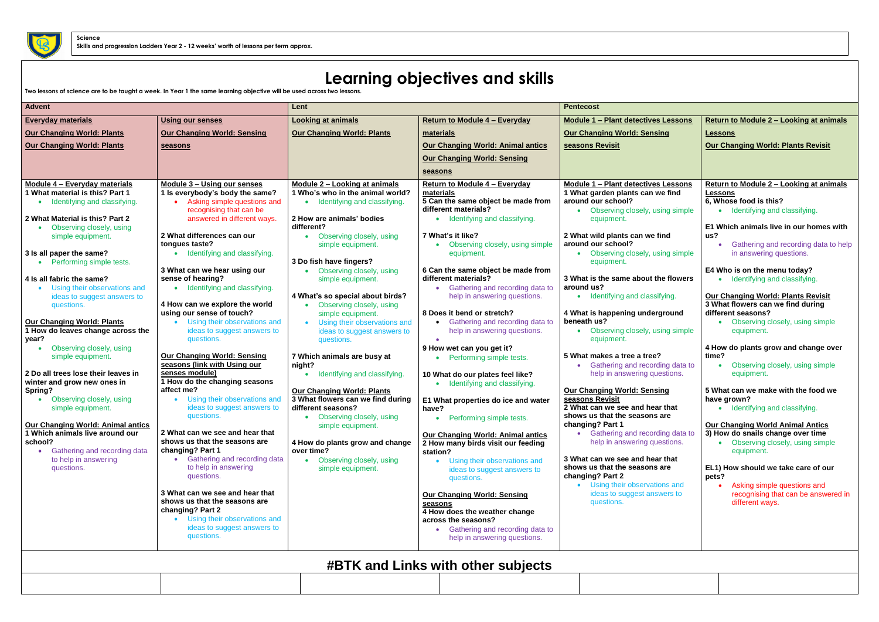Science

Skills and progression Ladders Year 2 - 12 weeks' worth of lessons per term approx.

# Learning objectives and skills

Two lessons of science are to be taught a week. In Year 1 the same learning objective will be used across two lessons.

| Advent | | Lent | | Pentecost | |
|---|---|---|---|---|---|
| **Everyday materials**<br>**Our Changing World: Plants**<br>**Our Changing World: Plants** | **Using our senses**<br>**Our Changing World: Sensing seasons** | **Looking at animals**<br>**Our Changing World: Plants** | **Return to Module 4 – Everyday materials**<br>**Our Changing World: Animal antics**<br>**Our Changing World: Sensing seasons** | **Module 1 – Plant detectives Lessons**<br>**Our Changing World: Sensing seasons Revisit** | **Return to Module 2 – Looking at animals Lessons**<br>**Our Changing World: Plants Revisit** |
| **Module 4 – Everyday materials**<br>**1 What material is this? Part 1**<br>• Identifying and classifying.<br><br>**2 What Material is this? Part 2**<br>• Observing closely, using simple equipment.<br><br>**3 Is all paper the same?**<br>• Performing simple tests.<br><br>**4 Is all fabric the same?**<br>• Using their observations and ideas to suggest answers to questions.<br><br>**Our Changing World: Plants**<br>**1 How do leaves change across the year?**<br>• Observing closely, using simple equipment.<br><br>**2 Do all trees lose their leaves in winter and grow new ones in Spring?**<br>• Observing closely, using simple equipment.<br><br>**Our Changing World: Animal antics**<br>**1 Which animals live around our school?**<br>• Gathering and recording data to help in answering questions. | **Module 3 – Using our senses**<br>**1 Is everybody's body the same?**<br>• Asking simple questions and recognising that can be answered in different ways.<br><br>**2 What differences can our tongues taste?**<br>• Identifying and classifying.<br><br>**3 What can we hear using our sense of hearing?**<br>• Identifying and classifying.<br><br>**4 How can we explore the world using our sense of touch?**<br>• Using their observations and ideas to suggest answers to questions.<br><br>**Our Changing World: Sensing seasons (link with Using our senses module)**<br>**1 How do the changing seasons affect me?**<br>• Using their observations and ideas to suggest answers to questions.<br><br>**2 What can we see and hear that shows us that the seasons are changing? Part 1**<br>• Gathering and recording data to help in answering questions.<br><br>**3 What can we see and hear that shows us that the seasons are changing? Part 2**<br>• Using their observations and ideas to suggest answers to questions. | **Module 2 – Looking at animals**<br>**1 Who's who in the animal world?**<br>• Identifying and classifying.<br><br>**2 How are animals' bodies different?**<br>• Observing closely, using simple equipment.<br><br>**3 Do fish have fingers?**<br>• Observing closely, using simple equipment.<br><br>**4 What's so special about birds?**<br>• Observing closely, using simple equipment.<br>• Using their observations and ideas to suggest answers to questions.<br><br>**7 Which animals are busy at night?**<br>• Identifying and classifying.<br><br>**Our Changing World: Plants**<br>**3 What flowers can we find during different seasons?**<br>• Observing closely, using simple equipment.<br><br>**4 How do plants grow and change over time?**<br>• Observing closely, using simple equipment. | **Return to Module 4 – Everyday materials**<br>**5 Can the same object be made from different materials?**<br>• Identifying and classifying.<br><br>**7 What's it like?**<br>• Observing closely, using simple equipment.<br><br>**6 Can the same object be made from different materials?**<br>• Gathering and recording data to help in answering questions.<br><br>**8 Does it bend or stretch?**<br>• Gathering and recording data to help in answering questions.<br>•<br>**9 How wet can you get it?**<br>• Performing simple tests.<br><br>**10 What do our plates feel like?**<br>• Identifying and classifying.<br><br>**E1 What properties do ice and water have?**<br>• Performing simple tests.<br><br>**Our Changing World: Animal antics**<br>**2 How many birds visit our feeding station?**<br>• Using their observations and ideas to suggest answers to questions.<br><br>**Our Changing World: Sensing seasons**<br>**4 How does the weather change across the seasons?**<br>• Gathering and recording data to help in answering questions. | **Module 1 – Plant detectives Lessons**<br>**1 What garden plants can we find around our school?**<br>• Observing closely, using simple equipment.<br><br>**2 What wild plants can we find around our school?**<br>• Observing closely, using simple equipment.<br><br>**3 What is the same about the flowers around us?**<br>• Identifying and classifying.<br><br>**4 What is happening underground beneath us?**<br>• Observing closely, using simple equipment.<br><br>**5 What makes a tree a tree?**<br>• Gathering and recording data to help in answering questions.<br><br>**Our Changing World: Sensing seasons Revisit**<br>**2 What can we see and hear that shows us that the seasons are changing? Part 1**<br>• Gathering and recording data to help in answering questions.<br><br>**3 What can we see and hear that shows us that the seasons are changing? Part 2**<br>• Using their observations and ideas to suggest answers to questions. | **Return to Module 2 – Looking at animals Lessons**<br>**6, Whose food is this?**<br>• Identifying and classifying.<br><br>**E1 Which animals live in our homes with us?**<br>• Gathering and recording data to help in answering questions.<br><br>**E4 Who is on the menu today?**<br>• Identifying and classifying.<br><br>**Our Changing World: Plants Revisit**<br>**3 What flowers can we find during different seasons?**<br>• Observing closely, using simple equipment.<br><br>**4 How do plants grow and change over time?**<br>• Observing closely, using simple equipment.<br><br>**5 What can we make with the food we have grown?**<br>• Identifying and classifying.<br><br>**Our Changing World Animal Antics**<br>**3) How do snails change over time**<br>• Observing closely, using simple equipment.<br><br>**EL1) How should we take care of our pets?**<br>• Asking simple questions and recognising that can be answered in different ways. |

## #BTK and Links with other subjects

| | | | | | |
|---|---|---|---|---|---|
| | | | | | |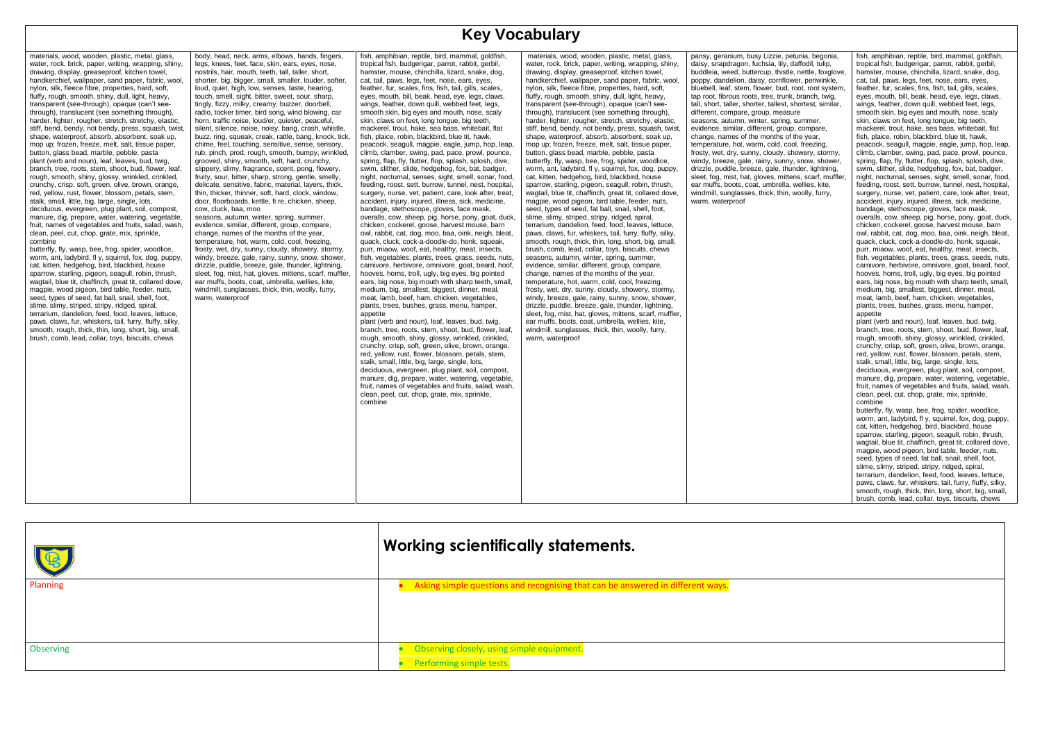# Key Vocabulary

| | | | | | |
|---|---|---|---|---|---|
| materials, wood, wooden, plastic, metal, glass, water, rock, brick, paper, writing, wrapping, shiny, drawing, display, greaseproof, kitchen towel, handkerchief, wallpaper, sand paper, fabric, wool, nylon, silk, fleece fibre, properties, hard, soft, fluffy, rough, smooth, shiny, dull, light, heavy, transparent (see-through), translucent (see something through), opaque (can't see-through), harder, lighter, rougher, stretch, stretchy, elastic, stiff, bend, bendy, not bendy, press, squash, twist, shape, waterproof, absorb, absorbent, soak up, mop up; frozen, freeze, melt, salt, tissue paper, button, glass bead, marble, pebble, pasta plant (verb and noun), leaf, leaves, bud, twig, branch, tree, roots, stem, shoot, bud, flower, leaf, rough, smooth, shiny, glossy, wrinkled, crinkled, crunchy, crisp, soft, green, olive, brown, orange, red, yellow, rust, flower, blossom, petals, stem, stalk, small, little, big, large, single, lots, deciduous, evergreen, plug plant, soil, compost, manure, dig, prepare, water, watering, vegetable, fruit, names of vegetables and fruits, salad, wash, clean, peel, cut, chop, grate, mix, sprinkle, combine butterfly, fly, wasp, bee, frog, spider, woodlice, worm, ant, ladybird, fl y, squirrel, fox, dog, puppy, cat, kitten, hedgehog, bird, blackbird, house sparrow, starling, pigeon, seagull, robin, thrush, wagtail, blue tit, chaffinch, great tit, collared dove, magpie, wood pigeon, bird table, feeder, nuts, seed, types of seed, fat ball, snail, shell, foot, slime, slimy, striped, stripy, ridged, spiral, terrarium, dandelion, feed, food, leaves, lettuce, paws, claws, fur, whiskers, tail, furry, fluffy, silky, smooth, rough, thick, thin, long, short, big, small, brush, comb, lead, collar, toys, biscuits, chews | body, head, neck, arms, elbows, hands, fingers, legs, knees, feet, face, skin, ears, eyes, nose, nostrils, hair, mouth, teeth, tall, taller, short, shorter, big, bigger, small, smaller, louder, softer, loud, quiet, high, low, senses, taste, hearing, touch, smell, sight, bitter, sweet, sour, sharp, tingly, fizzy, milky, creamy, buzzer, doorbell, radio, tocker timer, bird song, wind blowing, car horn, traffic noise, loud/er, quiet/er, peaceful, silent, silence, noise, noisy, bang, crash, whistle, buzz, ring, squeak, creak, rattle, bang, knock, tick, chime, feel, touching, sensitive, sense, sensory, rub, pinch, prod, rough, smooth, bumpy, wrinkled, grooved, shiny, smooth, soft, hard, crunchy, slippery, slimy, fragrance, scent, pong, flowery, fruity, sour, bitter, sharp, strong, gentle, smelly, delicate, sensitive, fabric, material, layers, thick, thin, thicker, thinner, soft, hard, clock, window, door, floorboards, kettle, fi re, chicken, sheep, cow, cluck, baa, moo seasons, autumn, winter, spring, summer, evidence, similar, different, group, compare, change, names of the months of the year, temperature, hot, warm, cold, cool, freezing, frosty, wet, dry, sunny, cloudy, showery, stormy, windy, breeze, gale, rainy, sunny, snow, shower, drizzle, puddle, breeze, gale, thunder, lightning, sleet, fog, mist, hat, gloves, mittens, scarf, muffler, ear muffs, boots, coat, umbrella, wellies, kite, windmill, sunglasses, thick, thin, woolly, furry, warm, waterproof | fish, amphibian, reptile, bird, mammal, goldfish, tropical fish, budgerigar, parrot, rabbit, gerbil, hamster, mouse, chinchilla, lizard, snake, dog, cat, tail, paws, legs, feet, nose, ears, eyes, feather, fur, scales, fins, fish, tail, gills, scales, eyes, mouth, bill, beak, head, eye, legs, claws, wings, feather, down quill, webbed feet, legs, smooth skin, big eyes and mouth, nose, scaly skin, claws on feet, long tongue, big teeth, mackerel, trout, hake, sea bass, whitebait, flat fish, plaice, robin, blackbird, blue tit, hawk, peacock, seagull, magpie, eagle, jump, hop, leap, climb, clamber, swing, pad, pace, prowl, pounce, spring, flap, fly, flutter, flop, splash, splosh, dive, swim, slither, slide, hedgehog, fox, bat, badger, night, nocturnal, senses, sight, smell, sonar, food, feeding, roost, sett, burrow, tunnel, nest, hospital, surgery, nurse, vet, patient, care, look after, treat, accident, injury, injured, illness, sick, medicine, bandage, stethoscope, gloves, face mask, overalls, cow, sheep, pig, horse, pony, goat, duck, chicken, cockerel, goose, harvest mouse, barn owl, rabbit, cat, dog, moo, baa, oink, neigh, bleat, quack, cluck, cock-a-doodle-do, honk, squeak, purr, miaow, woof, eat, healthy, meat, insects, fish, vegetables, plants, trees, grass, seeds, nuts, carnivore, herbivore, omnivore, goat, beard, hoof, hooves, horns, troll, ugly, big eyes, big pointed ears, big nose, big mouth with sharp teeth, small, medium, big, smallest, biggest, dinner, meal, meat, lamb, beef, ham, chicken, vegetables, plants, trees, bushes, grass, menu, hamper, appetite plant (verb and noun), leaf, leaves, bud, twig, branch, tree, roots, stem, shoot, bud, flower, leaf, rough, smooth, shiny, glossy, wrinkled, crinkled, crunchy, crisp, soft, green, olive, brown, orange, red, yellow, rust, flower, blossom, petals, stem, stalk, small, little, big, large, single, lots, deciduous, evergreen, plug plant, soil, compost, manure, dig, prepare, water, watering, vegetable, fruit, names of vegetables and fruits, salad, wash, clean, peel, cut, chop, grate, mix, sprinkle, combine | materials, wood, wooden, plastic, metal, glass, water, rock, brick, paper, writing, wrapping, shiny, drawing, display, greaseproof, kitchen towel, handkerchief, wallpaper, sand paper, fabric, wool, nylon, silk, fleece fibre, properties, hard, soft, fluffy, rough, smooth, shiny, dull, light, heavy, transparent (see-through), translucent (see something through), opaque (can't see-through), harder, lighter, rougher, stretch, stretchy, elastic, stiff, bend, bendy, not bendy, press, squash, twist, shape, waterproof, absorb, absorbent, soak up, mop up; frozen, freeze, melt, salt, tissue paper, button, glass bead, marble, pebble, pasta butterfly, fly, wasp, bee, frog, spider, woodlice, worm, ant, ladybird, fl y, squirrel, fox, dog, puppy, cat, kitten, hedgehog, bird, blackbird, house sparrow, starling, pigeon, seagull, robin, thrush, wagtail, blue tit, chaffinch, great tit, collared dove, magpie, wood pigeon, bird table, feeder, nuts, seed, types of seed, fat ball, snail, shell, foot, slime, slimy, striped, stripy, ridged, spiral, terrarium, dandelion, feed, food, leaves, lettuce, paws, claws, fur, whiskers, tail, furry, fluffy, silky, smooth, rough, thick, thin, long, short, big, small, brush, comb, lead, collar, toys, biscuits, chews seasons, autumn, winter, spring, summer, evidence, similar, different, group, compare, change, names of the months of the year, temperature, hot, warm, cold, cool, freezing, frosty, wet, dry, sunny, cloudy, showery, stormy, windy, breeze, gale, rainy, sunny, snow, shower, drizzle, puddle, breeze, gale, thunder, lightning, sleet, fog, mist, hat, gloves, mittens, scarf, muffler, ear muffs, boots, coat, umbrella, wellies, kite, windmill, sunglasses, thick, thin, woolly, furry, warm, waterproof | pansy, geranium, busy Lizzie, petunia, begonia, daisy, snapdragon, fuchsia, lily, daffodil, tulip, buddleia, weed, buttercup, thistle, nettle, foxglove, poppy, dandelion, daisy, cornflower, periwinkle, bluebell, leaf, stem, flower, bud, root, root system, tap root, fibrous roots, tree, trunk, branch, twig, tall, short, taller, shorter, tallest, shortest, similar, different, compare, group, measure seasons, autumn, winter, spring, summer, evidence, similar, different, group, compare, change, names of the months of the year, temperature, hot, warm, cold, cool, freezing, frosty, wet, dry, sunny, cloudy, showery, stormy, windy, breeze, gale, rainy, sunny, snow, shower, drizzle, puddle, breeze, gale, thunder, lightning, sleet, fog, mist, hat, gloves, mittens, scarf, muffler, ear muffs, boots, coat, umbrella, wellies, kite, windmill, sunglasses, thick, thin, woolly, furry, warm, waterproof | fish, amphibian, reptile, bird, mammal, goldfish, tropical fish, budgerigar, parrot, rabbit, gerbil, hamster, mouse, chinchilla, lizard, snake, dog, cat, tail, paws, legs, feet, nose, ears, eyes, feather, fur, scales, fins, fish, tail, gills, scales, eyes, mouth, bill, beak, head, eye, legs, claws, wings, feather, down quill, webbed feet, legs, smooth skin, big eyes and mouth, nose, scaly skin, claws on feet, long tongue, big teeth, mackerel, trout, hake, sea bass, whitebait, flat fish, plaice, robin, blackbird, blue tit, hawk, peacock, seagull, magpie, eagle, jump, hop, leap, climb, clamber, swing, pad, pace, prowl, pounce, spring, flap, fly, flutter, flop, splash, splosh, dive, swim, slither, slide, hedgehog, fox, bat, badger, night, nocturnal, senses, sight, smell, sonar, food, feeding, roost, sett, burrow, tunnel, nest, hospital, surgery, nurse, vet, patient, care, look after, treat, accident, injury, injured, illness, sick, medicine, bandage, stethoscope, gloves, face mask, overalls, cow, sheep, pig, horse, pony, goat, duck, chicken, cockerel, goose, harvest mouse, barn owl, rabbit, cat, dog, moo, baa, oink, neigh, bleat, quack, cluck, cock-a-doodle-do, honk, squeak, purr, miaow, woof, eat, healthy, meat, insects, fish, vegetables, plants, trees, grass, seeds, nuts, carnivore, herbivore, omnivore, goat, beard, hoof, hooves, horns, troll, ugly, big eyes, big pointed ears, big nose, big mouth with sharp teeth, small, medium, big, smallest, biggest, dinner, meal, meat, lamb, beef, ham, chicken, vegetables, plants, trees, bushes, grass, menu, hamper, appetite plant (verb and noun), leaf, leaves, bud, twig, branch, tree, roots, stem, shoot, bud, flower, leaf, rough, smooth, shiny, glossy, wrinkled, crinkled, crunchy, crisp, soft, green, olive, brown, orange, red, yellow, rust, flower, blossom, petals, stem, stalk, small, little, big, large, single, lots, deciduous, evergreen, plug plant, soil, compost, manure, dig, prepare, water, watering, vegetable, fruit, names of vegetables and fruits, salad, wash, clean, peel, cut, chop, grate, mix, sprinkle, combine butterfly, fly, wasp, bee, frog, spider, woodlice, worm, ant, ladybird, fl y, squirrel, fox, dog, puppy, cat, kitten, hedgehog, bird, blackbird, house sparrow, starling, pigeon, seagull, robin, thrush, wagtail, blue tit, chaffinch, great tit, collared dove, magpie, wood pigeon, bird table, feeder, nuts, seed, types of seed, fat ball, snail, shell, foot, slime, slimy, striped, stripy, ridged, spiral, terrarium, dandelion, feed, food, leaves, lettuce, paws, claws, fur, whiskers, tail, furry, fluffy, silky, smooth, rough, thick, thin, long, short, big, small, brush, comb, lead, collar, toys, biscuits, chews |

| | Working scientifically statements. |
|---|---|
| Planning | • Asking simple questions and recognising that can be answered in different ways. |
| Observing | • Observing closely, using simple equipment.<br>• Performing simple tests. |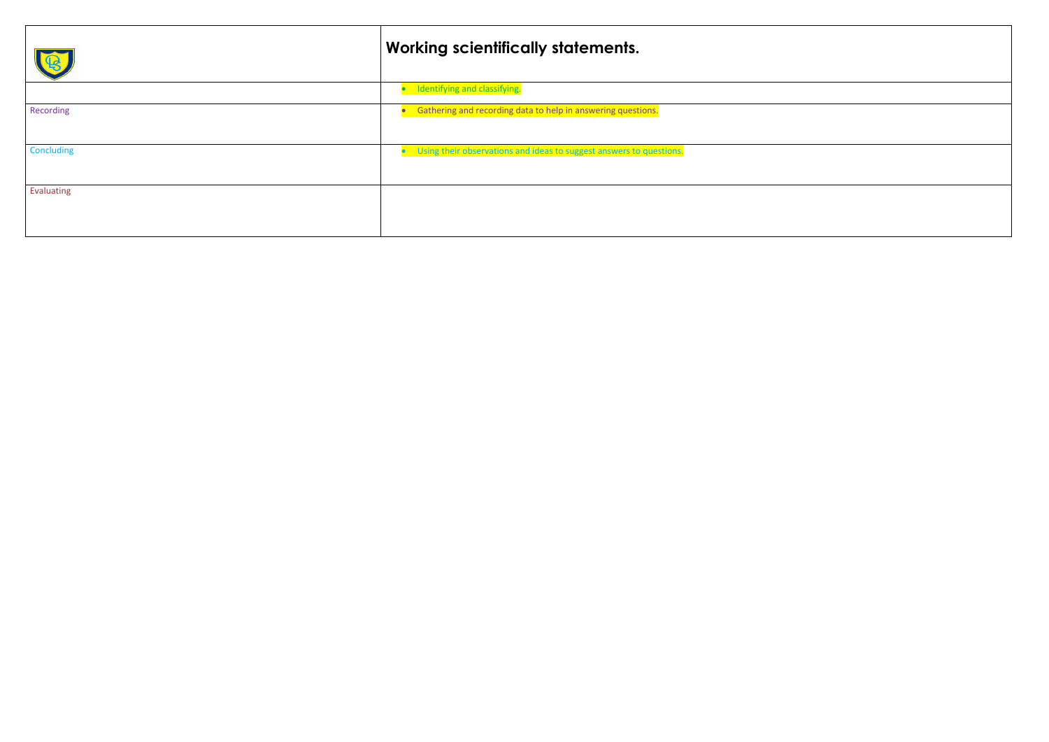| | **Working scientifically statements.** |
|---|---|
| | • Identifying and classifying. |
| Recording | • Gathering and recording data to help in answering questions. |
| Concluding | • Using their observations and ideas to suggest answers to questions. |
| Evaluating | |